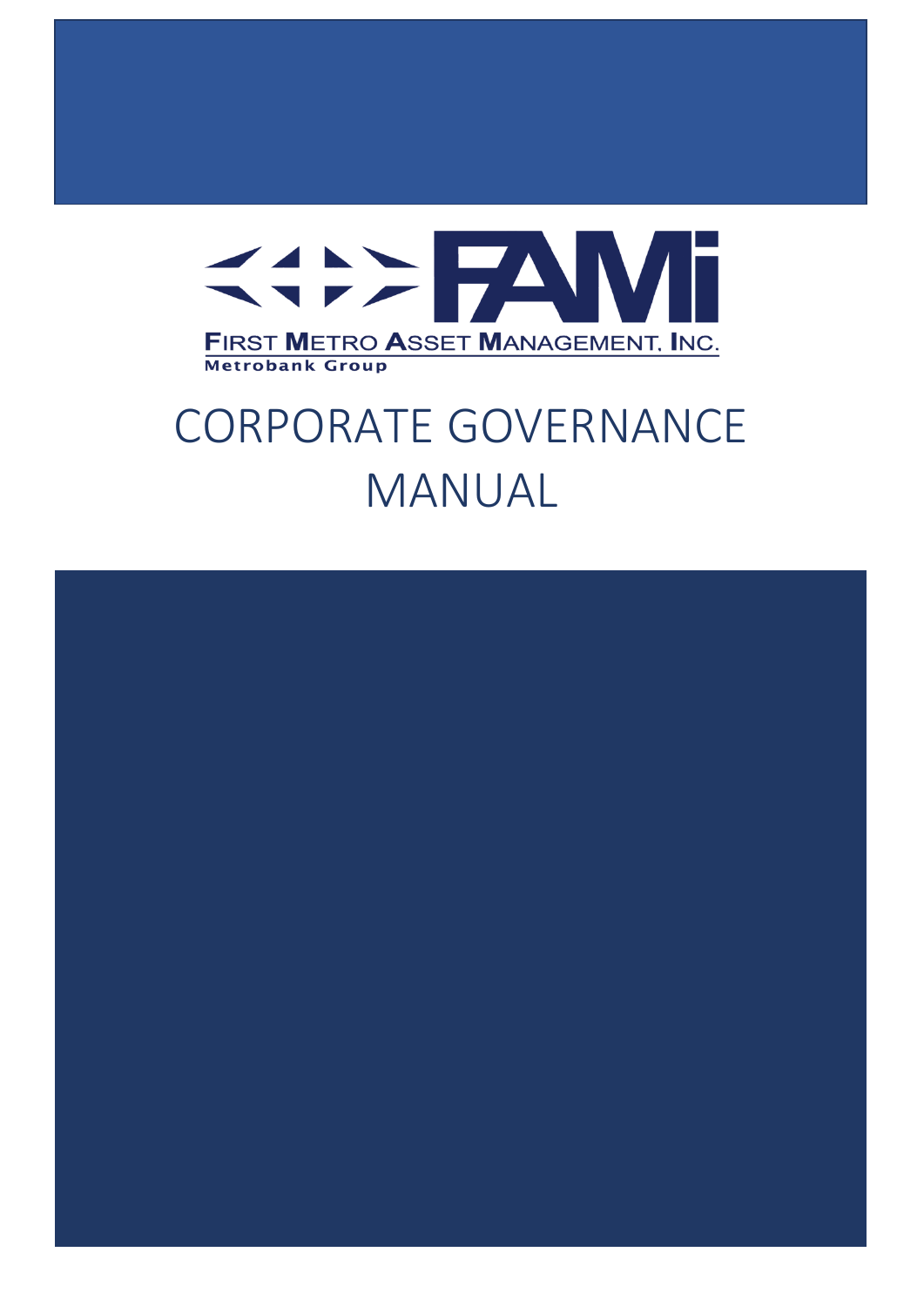FIRST METRO ASSET MANAGEMENT, INC.

Metrobank Group

# CORPORATE GOVERNANCE MANUAL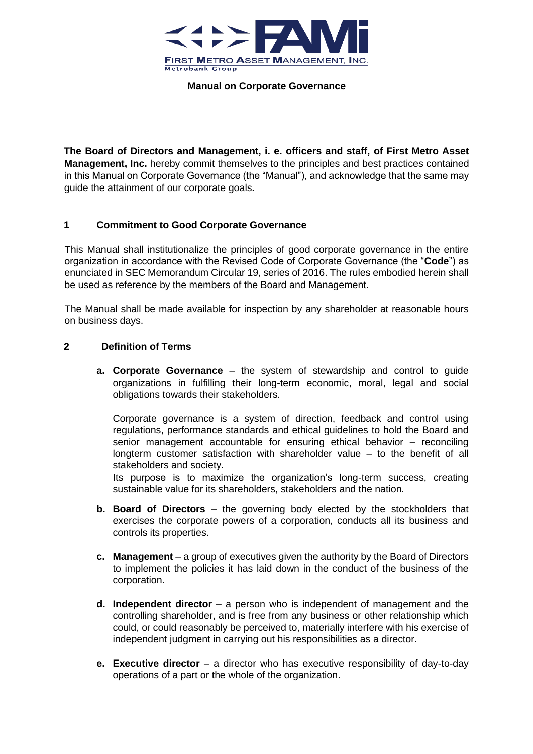**Manual on Corporate Governance**

**The Board of Directors and Management, i. e. officers and staff, of First Metro Asset Management, Inc.** hereby commit themselves to the principles and best practices contained in this Manual on Corporate Governance (the "Manual"), and acknowledge that the same may guide the attainment of our corporate goals**.**

## 1 Commitment to Good Corporate Governance

This Manual shall institutionalize the principles of good corporate governance in the entire organization in accordance with the Revised Code of Corporate Governance (the "**Code**") as enunciated in SEC Memorandum Circular 19, series of 2016. The rules embodied herein shall be used as reference by the members of the Board and Management.

The Manual shall be made available for inspection by any shareholder at reasonable hours on business days.

## 2 Definition of Terms

a. **Corporate Governance** – the system of stewardship and control to guide organizations in fulfilling their long-term economic, moral, legal and social obligations towards their stakeholders.

   Corporate governance is a system of direction, feedback and control using regulations, performance standards and ethical guidelines to hold the Board and senior management accountable for ensuring ethical behavior – reconciling longterm customer satisfaction with shareholder value – to the benefit of all stakeholders and society.
   Its purpose is to maximize the organization's long-term success, creating sustainable value for its shareholders, stakeholders and the nation.

b. **Board of Directors** – the governing body elected by the stockholders that exercises the corporate powers of a corporation, conducts all its business and controls its properties.

c. **Management** – a group of executives given the authority by the Board of Directors to implement the policies it has laid down in the conduct of the business of the corporation.

d. **Independent director** – a person who is independent of management and the controlling shareholder, and is free from any business or other relationship which could, or could reasonably be perceived to, materially interfere with his exercise of independent judgment in carrying out his responsibilities as a director.

e. **Executive director** – a director who has executive responsibility of day-to-day operations of a part or the whole of the organization.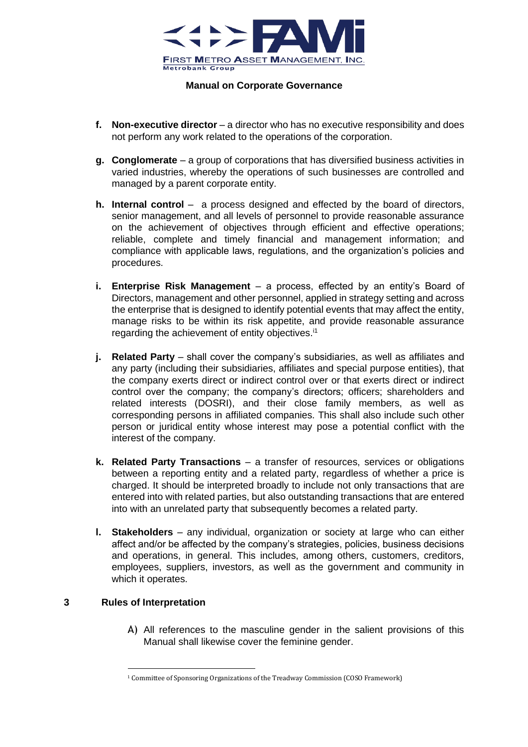- **f. Non-executive director** – a director who has no executive responsibility and does not perform any work related to the operations of the corporation.

- **g. Conglomerate** – a group of corporations that has diversified business activities in varied industries, whereby the operations of such businesses are controlled and managed by a parent corporate entity.

- **h. Internal control** – a process designed and effected by the board of directors, senior management, and all levels of personnel to provide reasonable assurance on the achievement of objectives through efficient and effective operations; reliable, complete and timely financial and management information; and compliance with applicable laws, regulations, and the organization's policies and procedures.

- **i. Enterprise Risk Management** – a process, effected by an entity's Board of Directors, management and other personnel, applied in strategy setting and across the enterprise that is designed to identify potential events that may affect the entity, manage risks to be within its risk appetite, and provide reasonable assurance regarding the achievement of entity objectives.[1]

- **j. Related Party** – shall cover the company's subsidiaries, as well as affiliates and any party (including their subsidiaries, affiliates and special purpose entities), that the company exerts direct or indirect control over or that exerts direct or indirect control over the company; the company's directors; officers; shareholders and related interests (DOSRI), and their close family members, as well as corresponding persons in affiliated companies. This shall also include such other person or juridical entity whose interest may pose a potential conflict with the interest of the company.

- **k. Related Party Transactions** – a transfer of resources, services or obligations between a reporting entity and a related party, regardless of whether a price is charged. It should be interpreted broadly to include not only transactions that are entered into with related parties, but also outstanding transactions that are entered into with an unrelated party that subsequently becomes a related party.

- **l. Stakeholders** – any individual, organization or society at large who can either affect and/or be affected by the company's strategies, policies, business decisions and operations, in general. This includes, among others, customers, creditors, employees, suppliers, investors, as well as the government and community in which it operates.

## 3 Rules of Interpretation

A) All references to the masculine gender in the salient provisions of this Manual shall likewise cover the feminine gender.

---

[1] Committee of Sponsoring Organizations of the Treadway Commission (COSO Framework)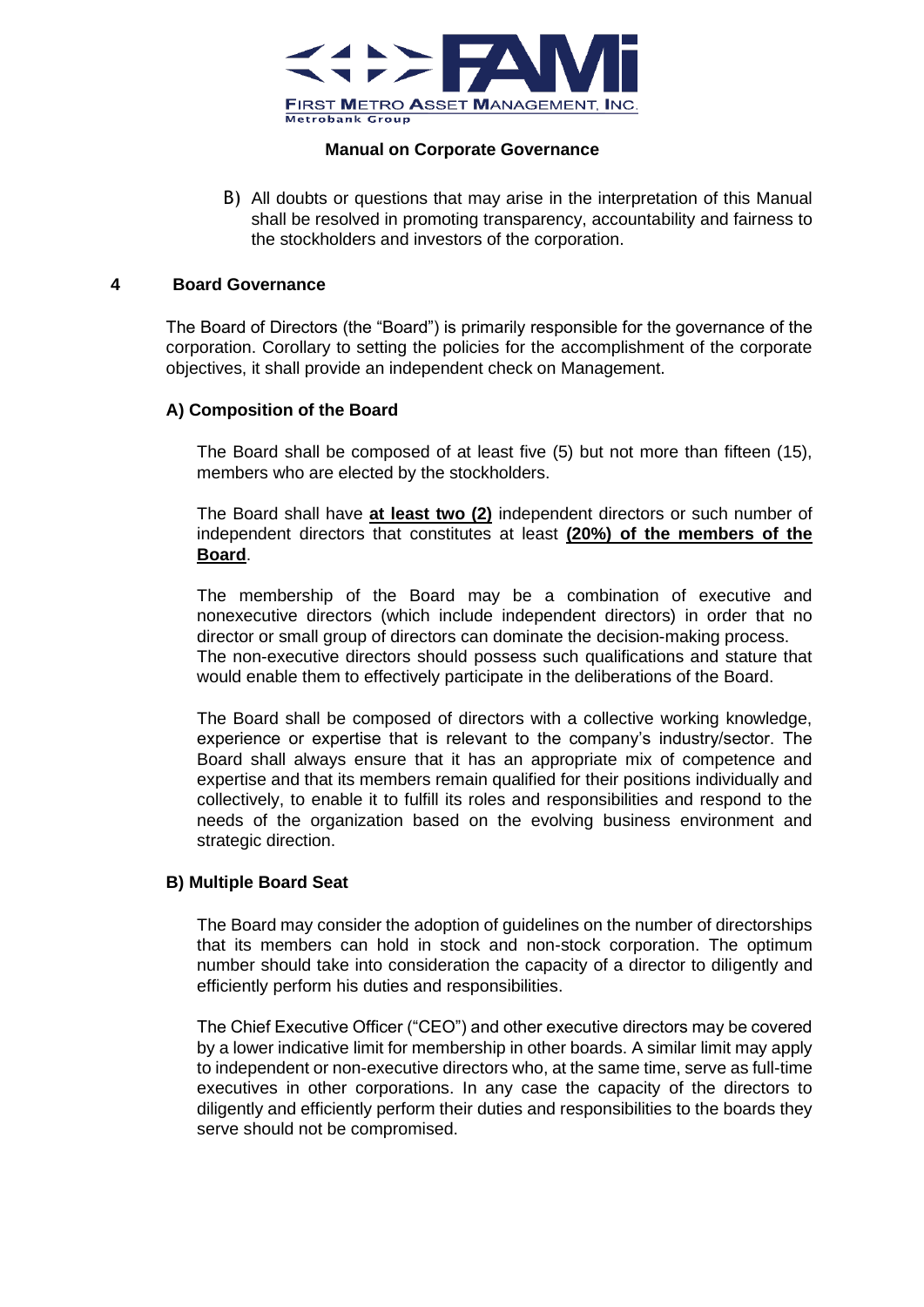B) All doubts or questions that may arise in the interpretation of this Manual shall be resolved in promoting transparency, accountability and fairness to the stockholders and investors of the corporation.

## 4 Board Governance

The Board of Directors (the "Board") is primarily responsible for the governance of the corporation. Corollary to setting the policies for the accomplishment of the corporate objectives, it shall provide an independent check on Management.

### A) Composition of the Board

The Board shall be composed of at least five (5) but not more than fifteen (15), members who are elected by the stockholders.

The Board shall have **at least two (2)** independent directors or such number of independent directors that constitutes at least **(20%) of the members of the Board**.

The membership of the Board may be a combination of executive and nonexecutive directors (which include independent directors) in order that no director or small group of directors can dominate the decision-making process. The non-executive directors should possess such qualifications and stature that would enable them to effectively participate in the deliberations of the Board.

The Board shall be composed of directors with a collective working knowledge, experience or expertise that is relevant to the company's industry/sector. The Board shall always ensure that it has an appropriate mix of competence and expertise and that its members remain qualified for their positions individually and collectively, to enable it to fulfill its roles and responsibilities and respond to the needs of the organization based on the evolving business environment and strategic direction.

### B) Multiple Board Seat

The Board may consider the adoption of guidelines on the number of directorships that its members can hold in stock and non-stock corporation. The optimum number should take into consideration the capacity of a director to diligently and efficiently perform his duties and responsibilities.

The Chief Executive Officer ("CEO") and other executive directors may be covered by a lower indicative limit for membership in other boards. A similar limit may apply to independent or non-executive directors who, at the same time, serve as full-time executives in other corporations. In any case the capacity of the directors to diligently and efficiently perform their duties and responsibilities to the boards they serve should not be compromised.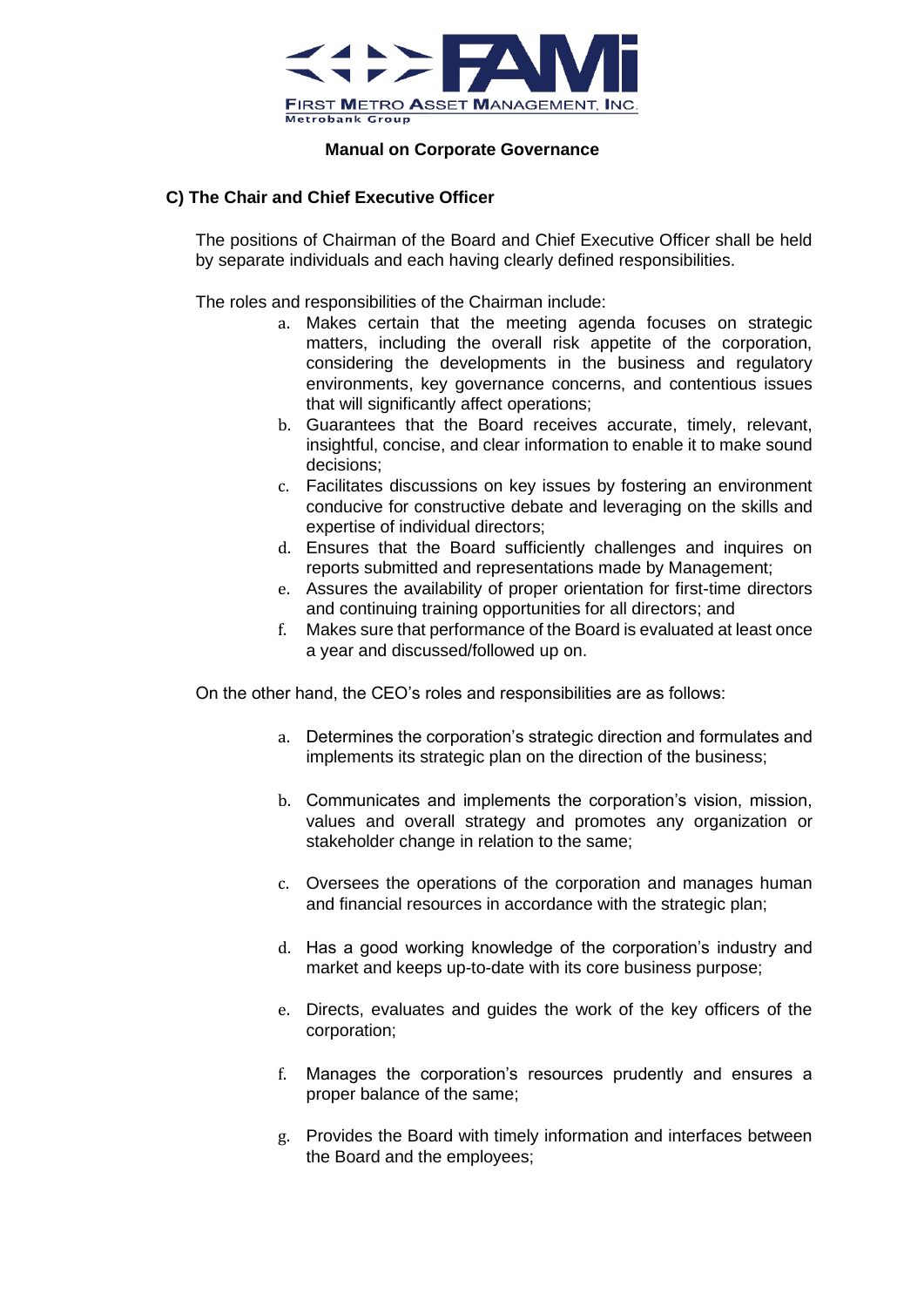### C) The Chair and Chief Executive Officer

The positions of Chairman of the Board and Chief Executive Officer shall be held by separate individuals and each having clearly defined responsibilities.

The roles and responsibilities of the Chairman include:

a. Makes certain that the meeting agenda focuses on strategic matters, including the overall risk appetite of the corporation, considering the developments in the business and regulatory environments, key governance concerns, and contentious issues that will significantly affect operations;
b. Guarantees that the Board receives accurate, timely, relevant, insightful, concise, and clear information to enable it to make sound decisions;
c. Facilitates discussions on key issues by fostering an environment conducive for constructive debate and leveraging on the skills and expertise of individual directors;
d. Ensures that the Board sufficiently challenges and inquires on reports submitted and representations made by Management;
e. Assures the availability of proper orientation for first-time directors and continuing training opportunities for all directors; and
f. Makes sure that performance of the Board is evaluated at least once a year and discussed/followed up on.

On the other hand, the CEO's roles and responsibilities are as follows:

a. Determines the corporation's strategic direction and formulates and implements its strategic plan on the direction of the business;

b. Communicates and implements the corporation's vision, mission, values and overall strategy and promotes any organization or stakeholder change in relation to the same;

c. Oversees the operations of the corporation and manages human and financial resources in accordance with the strategic plan;

d. Has a good working knowledge of the corporation's industry and market and keeps up-to-date with its core business purpose;

e. Directs, evaluates and guides the work of the key officers of the corporation;

f. Manages the corporation's resources prudently and ensures a proper balance of the same;

g. Provides the Board with timely information and interfaces between the Board and the employees;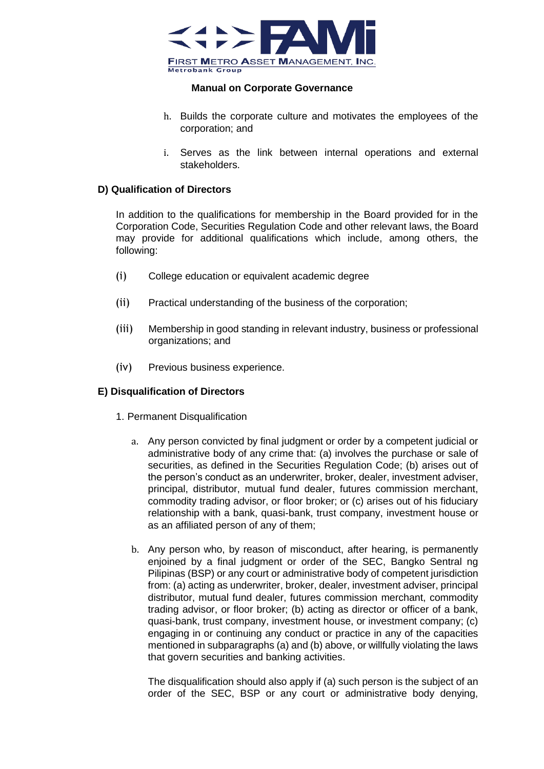h. Builds the corporate culture and motivates the employees of the corporation; and

i. Serves as the link between internal operations and external stakeholders.

**D) Qualification of Directors**

In addition to the qualifications for membership in the Board provided for in the Corporation Code, Securities Regulation Code and other relevant laws, the Board may provide for additional qualifications which include, among others, the following:

(i) College education or equivalent academic degree

(ii) Practical understanding of the business of the corporation;

(iii) Membership in good standing in relevant industry, business or professional organizations; and

(iv) Previous business experience.

**E) Disqualification of Directors**

1. Permanent Disqualification

a. Any person convicted by final judgment or order by a competent judicial or administrative body of any crime that: (a) involves the purchase or sale of securities, as defined in the Securities Regulation Code; (b) arises out of the person's conduct as an underwriter, broker, dealer, investment adviser, principal, distributor, mutual fund dealer, futures commission merchant, commodity trading advisor, or floor broker; or (c) arises out of his fiduciary relationship with a bank, quasi-bank, trust company, investment house or as an affiliated person of any of them;

b. Any person who, by reason of misconduct, after hearing, is permanently enjoined by a final judgment or order of the SEC, Bangko Sentral ng Pilipinas (BSP) or any court or administrative body of competent jurisdiction from: (a) acting as underwriter, broker, dealer, investment adviser, principal distributor, mutual fund dealer, futures commission merchant, commodity trading advisor, or floor broker; (b) acting as director or officer of a bank, quasi-bank, trust company, investment house, or investment company; (c) engaging in or continuing any conduct or practice in any of the capacities mentioned in subparagraphs (a) and (b) above, or willfully violating the laws that govern securities and banking activities.

The disqualification should also apply if (a) such person is the subject of an order of the SEC, BSP or any court or administrative body denying,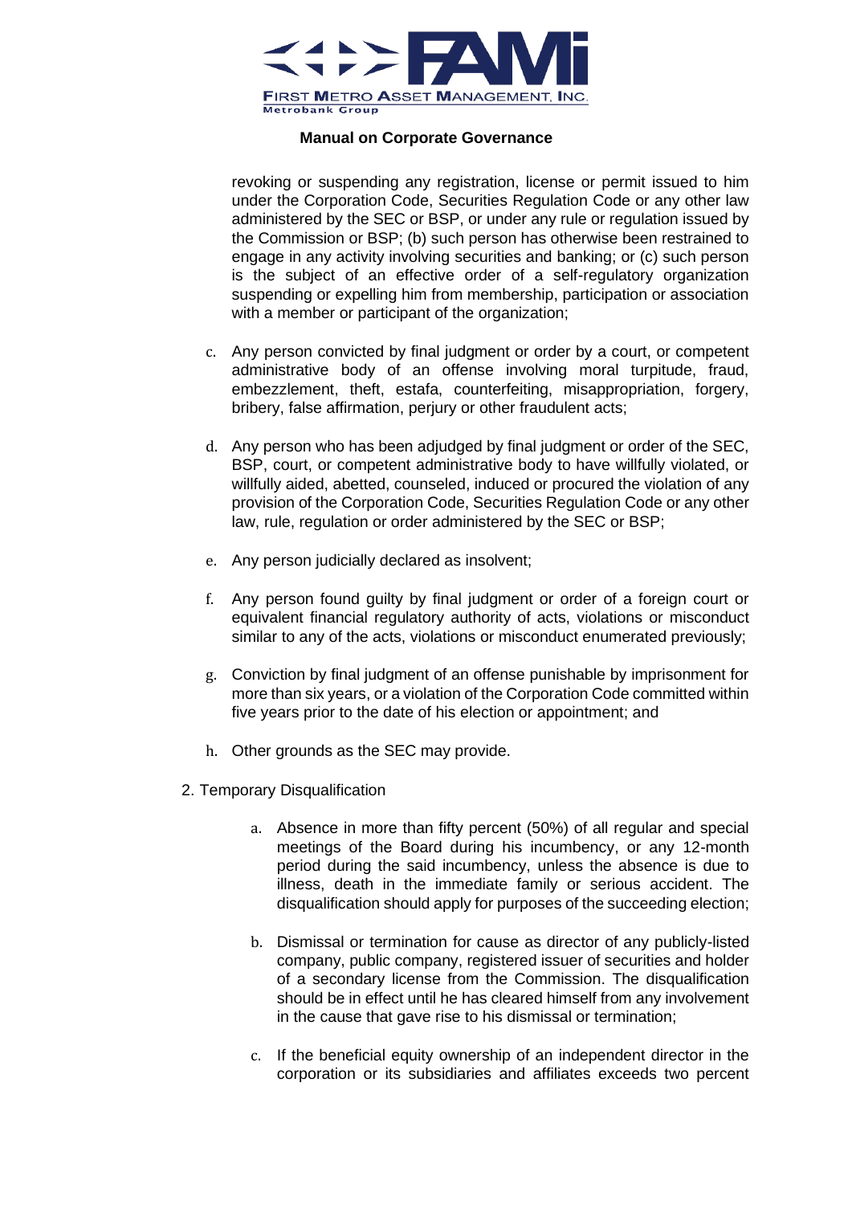revoking or suspending any registration, license or permit issued to him under the Corporation Code, Securities Regulation Code or any other law administered by the SEC or BSP, or under any rule or regulation issued by the Commission or BSP; (b) such person has otherwise been restrained to engage in any activity involving securities and banking; or (c) such person is the subject of an effective order of a self-regulatory organization suspending or expelling him from membership, participation or association with a member or participant of the organization;

c. Any person convicted by final judgment or order by a court, or competent administrative body of an offense involving moral turpitude, fraud, embezzlement, theft, estafa, counterfeiting, misappropriation, forgery, bribery, false affirmation, perjury or other fraudulent acts;

d. Any person who has been adjudged by final judgment or order of the SEC, BSP, court, or competent administrative body to have willfully violated, or willfully aided, abetted, counseled, induced or procured the violation of any provision of the Corporation Code, Securities Regulation Code or any other law, rule, regulation or order administered by the SEC or BSP;

e. Any person judicially declared as insolvent;

f. Any person found guilty by final judgment or order of a foreign court or equivalent financial regulatory authority of acts, violations or misconduct similar to any of the acts, violations or misconduct enumerated previously;

g. Conviction by final judgment of an offense punishable by imprisonment for more than six years, or a violation of the Corporation Code committed within five years prior to the date of his election or appointment; and

h. Other grounds as the SEC may provide.

2. Temporary Disqualification

   a. Absence in more than fifty percent (50%) of all regular and special meetings of the Board during his incumbency, or any 12-month period during the said incumbency, unless the absence is due to illness, death in the immediate family or serious accident. The disqualification should apply for purposes of the succeeding election;

   b. Dismissal or termination for cause as director of any publicly-listed company, public company, registered issuer of securities and holder of a secondary license from the Commission. The disqualification should be in effect until he has cleared himself from any involvement in the cause that gave rise to his dismissal or termination;

   c. If the beneficial equity ownership of an independent director in the corporation or its subsidiaries and affiliates exceeds two percent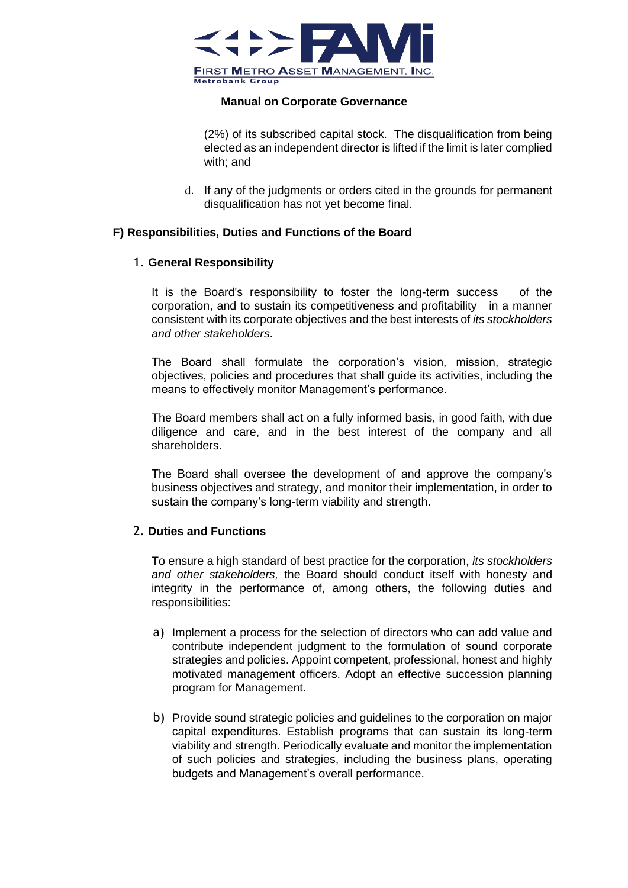(2%) of its subscribed capital stock. The disqualification from being elected as an independent director is lifted if the limit is later complied with; and

d. If any of the judgments or orders cited in the grounds for permanent disqualification has not yet become final.

## F) Responsibilities, Duties and Functions of the Board

### 1. General Responsibility

It is the Board's responsibility to foster the long-term success of the corporation, and to sustain its competitiveness and profitability in a manner consistent with its corporate objectives and the best interests of *its stockholders and other stakeholders*.

The Board shall formulate the corporation's vision, mission, strategic objectives, policies and procedures that shall guide its activities, including the means to effectively monitor Management's performance.

The Board members shall act on a fully informed basis, in good faith, with due diligence and care, and in the best interest of the company and all shareholders.

The Board shall oversee the development of and approve the company's business objectives and strategy, and monitor their implementation, in order to sustain the company's long-term viability and strength.

### 2. Duties and Functions

To ensure a high standard of best practice for the corporation, *its stockholders and other stakeholders,* the Board should conduct itself with honesty and integrity in the performance of, among others, the following duties and responsibilities:

a) Implement a process for the selection of directors who can add value and contribute independent judgment to the formulation of sound corporate strategies and policies. Appoint competent, professional, honest and highly motivated management officers. Adopt an effective succession planning program for Management.

b) Provide sound strategic policies and guidelines to the corporation on major capital expenditures. Establish programs that can sustain its long-term viability and strength. Periodically evaluate and monitor the implementation of such policies and strategies, including the business plans, operating budgets and Management's overall performance.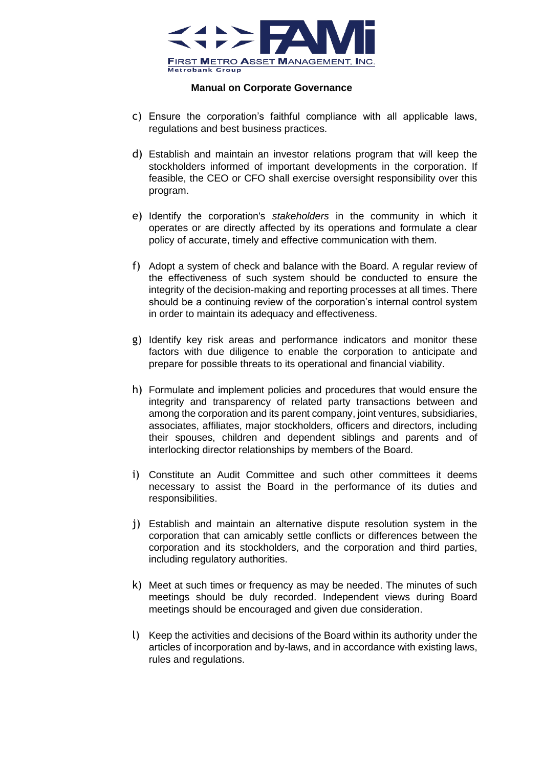c) Ensure the corporation's faithful compliance with all applicable laws, regulations and best business practices.

d) Establish and maintain an investor relations program that will keep the stockholders informed of important developments in the corporation. If feasible, the CEO or CFO shall exercise oversight responsibility over this program.

e) Identify the corporation's *stakeholders* in the community in which it operates or are directly affected by its operations and formulate a clear policy of accurate, timely and effective communication with them.

f) Adopt a system of check and balance with the Board. A regular review of the effectiveness of such system should be conducted to ensure the integrity of the decision-making and reporting processes at all times. There should be a continuing review of the corporation's internal control system in order to maintain its adequacy and effectiveness.

g) Identify key risk areas and performance indicators and monitor these factors with due diligence to enable the corporation to anticipate and prepare for possible threats to its operational and financial viability.

h) Formulate and implement policies and procedures that would ensure the integrity and transparency of related party transactions between and among the corporation and its parent company, joint ventures, subsidiaries, associates, affiliates, major stockholders, officers and directors, including their spouses, children and dependent siblings and parents and of interlocking director relationships by members of the Board.

i) Constitute an Audit Committee and such other committees it deems necessary to assist the Board in the performance of its duties and responsibilities.

j) Establish and maintain an alternative dispute resolution system in the corporation that can amicably settle conflicts or differences between the corporation and its stockholders, and the corporation and third parties, including regulatory authorities.

k) Meet at such times or frequency as may be needed. The minutes of such meetings should be duly recorded. Independent views during Board meetings should be encouraged and given due consideration.

l) Keep the activities and decisions of the Board within its authority under the articles of incorporation and by-laws, and in accordance with existing laws, rules and regulations.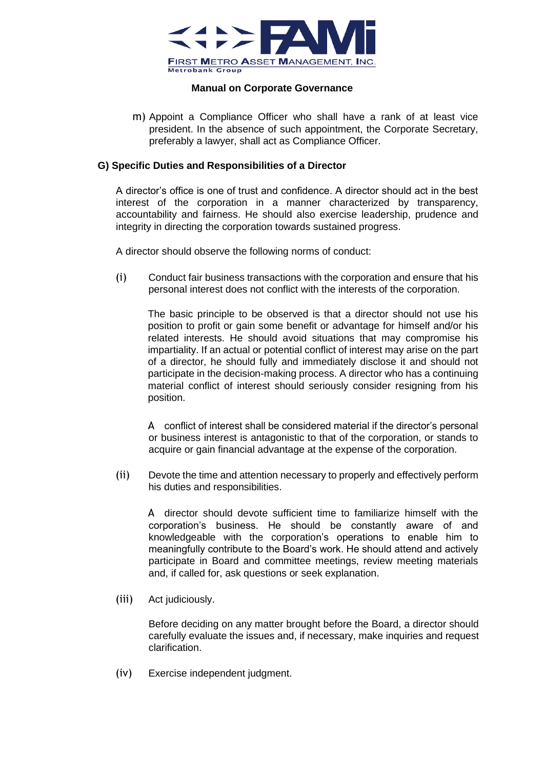m) Appoint a Compliance Officer who shall have a rank of at least vice president. In the absence of such appointment, the Corporate Secretary, preferably a lawyer, shall act as Compliance Officer.

### G) Specific Duties and Responsibilities of a Director

A director's office is one of trust and confidence. A director should act in the best interest of the corporation in a manner characterized by transparency, accountability and fairness. He should also exercise leadership, prudence and integrity in directing the corporation towards sustained progress.

A director should observe the following norms of conduct:

(i) Conduct fair business transactions with the corporation and ensure that his personal interest does not conflict with the interests of the corporation.

The basic principle to be observed is that a director should not use his position to profit or gain some benefit or advantage for himself and/or his related interests. He should avoid situations that may compromise his impartiality. If an actual or potential conflict of interest may arise on the part of a director, he should fully and immediately disclose it and should not participate in the decision-making process. A director who has a continuing material conflict of interest should seriously consider resigning from his position.

A conflict of interest shall be considered material if the director's personal or business interest is antagonistic to that of the corporation, or stands to acquire or gain financial advantage at the expense of the corporation.

(ii) Devote the time and attention necessary to properly and effectively perform his duties and responsibilities.

A director should devote sufficient time to familiarize himself with the corporation's business. He should be constantly aware of and knowledgeable with the corporation's operations to enable him to meaningfully contribute to the Board's work. He should attend and actively participate in Board and committee meetings, review meeting materials and, if called for, ask questions or seek explanation.

(iii) Act judiciously.

Before deciding on any matter brought before the Board, a director should carefully evaluate the issues and, if necessary, make inquiries and request clarification.

(iv) Exercise independent judgment.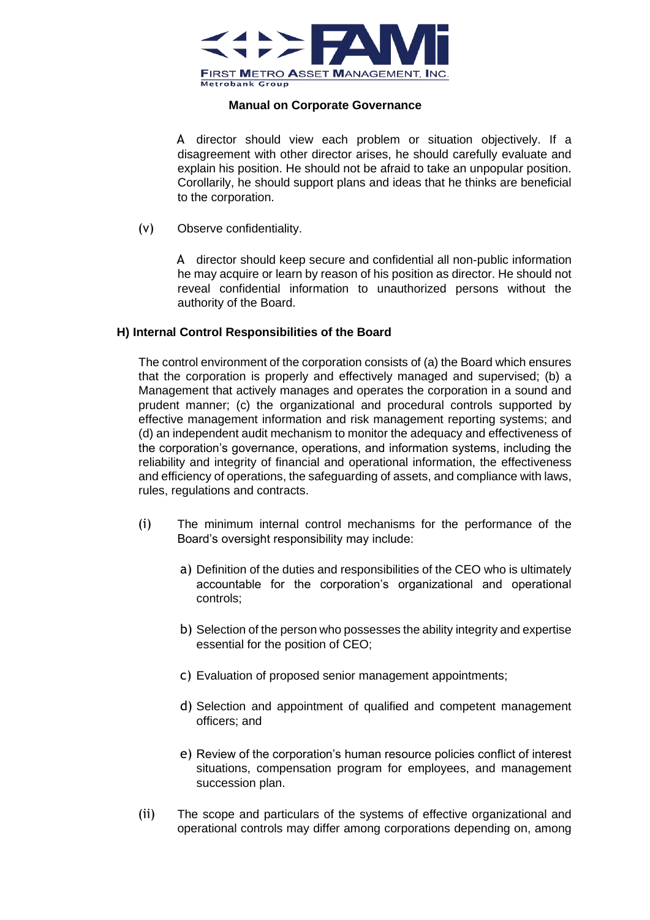A director should view each problem or situation objectively. If a disagreement with other director arises, he should carefully evaluate and explain his position. He should not be afraid to take an unpopular position. Corollarily, he should support plans and ideas that he thinks are beneficial to the corporation.

(v) Observe confidentiality.

A director should keep secure and confidential all non-public information he may acquire or learn by reason of his position as director. He should not reveal confidential information to unauthorized persons without the authority of the Board.

### H) Internal Control Responsibilities of the Board

The control environment of the corporation consists of (a) the Board which ensures that the corporation is properly and effectively managed and supervised; (b) a Management that actively manages and operates the corporation in a sound and prudent manner; (c) the organizational and procedural controls supported by effective management information and risk management reporting systems; and (d) an independent audit mechanism to monitor the adequacy and effectiveness of the corporation's governance, operations, and information systems, including the reliability and integrity of financial and operational information, the effectiveness and efficiency of operations, the safeguarding of assets, and compliance with laws, rules, regulations and contracts.

(i) The minimum internal control mechanisms for the performance of the Board's oversight responsibility may include:

a) Definition of the duties and responsibilities of the CEO who is ultimately accountable for the corporation's organizational and operational controls;

b) Selection of the person who possesses the ability integrity and expertise essential for the position of CEO;

c) Evaluation of proposed senior management appointments;

d) Selection and appointment of qualified and competent management officers; and

e) Review of the corporation's human resource policies conflict of interest situations, compensation program for employees, and management succession plan.

(ii) The scope and particulars of the systems of effective organizational and operational controls may differ among corporations depending on, among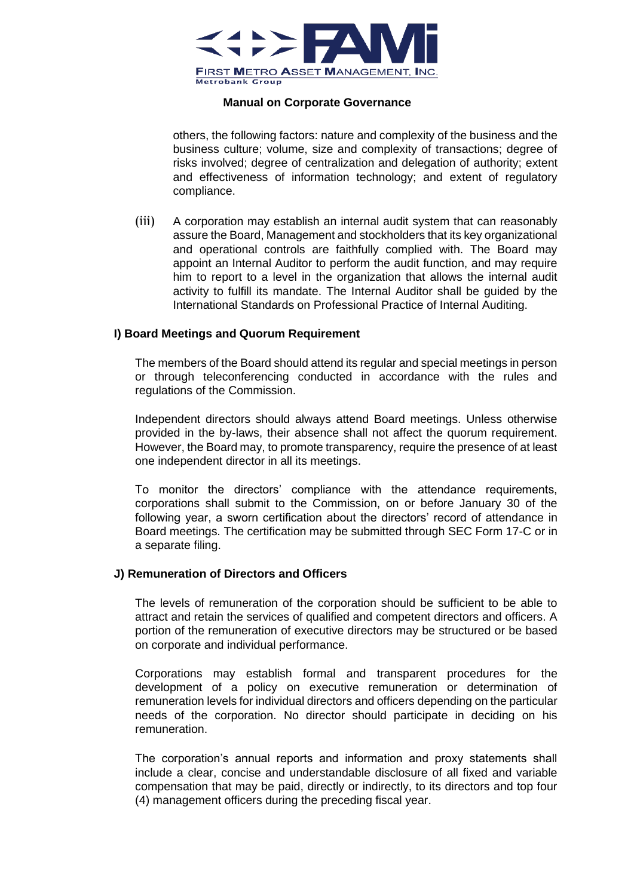others, the following factors: nature and complexity of the business and the business culture; volume, size and complexity of transactions; degree of risks involved; degree of centralization and delegation of authority; extent and effectiveness of information technology; and extent of regulatory compliance.

(iii) A corporation may establish an internal audit system that can reasonably assure the Board, Management and stockholders that its key organizational and operational controls are faithfully complied with. The Board may appoint an Internal Auditor to perform the audit function, and may require him to report to a level in the organization that allows the internal audit activity to fulfill its mandate. The Internal Auditor shall be guided by the International Standards on Professional Practice of Internal Auditing.

### I) Board Meetings and Quorum Requirement

The members of the Board should attend its regular and special meetings in person or through teleconferencing conducted in accordance with the rules and regulations of the Commission.

Independent directors should always attend Board meetings. Unless otherwise provided in the by-laws, their absence shall not affect the quorum requirement. However, the Board may, to promote transparency, require the presence of at least one independent director in all its meetings.

To monitor the directors' compliance with the attendance requirements, corporations shall submit to the Commission, on or before January 30 of the following year, a sworn certification about the directors' record of attendance in Board meetings. The certification may be submitted through SEC Form 17-C or in a separate filing.

### J) Remuneration of Directors and Officers

The levels of remuneration of the corporation should be sufficient to be able to attract and retain the services of qualified and competent directors and officers. A portion of the remuneration of executive directors may be structured or be based on corporate and individual performance.

Corporations may establish formal and transparent procedures for the development of a policy on executive remuneration or determination of remuneration levels for individual directors and officers depending on the particular needs of the corporation. No director should participate in deciding on his remuneration.

The corporation's annual reports and information and proxy statements shall include a clear, concise and understandable disclosure of all fixed and variable compensation that may be paid, directly or indirectly, to its directors and top four (4) management officers during the preceding fiscal year.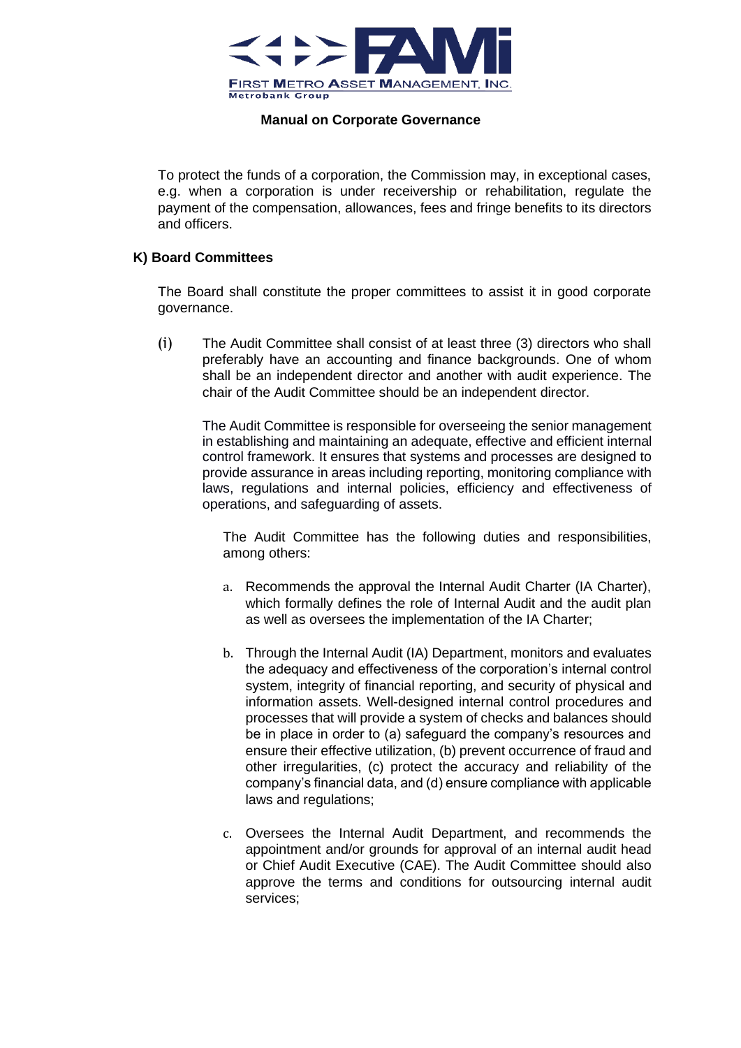To protect the funds of a corporation, the Commission may, in exceptional cases, e.g. when a corporation is under receivership or rehabilitation, regulate the payment of the compensation, allowances, fees and fringe benefits to its directors and officers.

### K) Board Committees

The Board shall constitute the proper committees to assist it in good corporate governance.

(i) The Audit Committee shall consist of at least three (3) directors who shall preferably have an accounting and finance backgrounds. One of whom shall be an independent director and another with audit experience. The chair of the Audit Committee should be an independent director.

The Audit Committee is responsible for overseeing the senior management in establishing and maintaining an adequate, effective and efficient internal control framework. It ensures that systems and processes are designed to provide assurance in areas including reporting, monitoring compliance with laws, regulations and internal policies, efficiency and effectiveness of operations, and safeguarding of assets.

The Audit Committee has the following duties and responsibilities, among others:

a. Recommends the approval the Internal Audit Charter (IA Charter), which formally defines the role of Internal Audit and the audit plan as well as oversees the implementation of the IA Charter;

b. Through the Internal Audit (IA) Department, monitors and evaluates the adequacy and effectiveness of the corporation's internal control system, integrity of financial reporting, and security of physical and information assets. Well-designed internal control procedures and processes that will provide a system of checks and balances should be in place in order to (a) safeguard the company's resources and ensure their effective utilization, (b) prevent occurrence of fraud and other irregularities, (c) protect the accuracy and reliability of the company's financial data, and (d) ensure compliance with applicable laws and regulations;

c. Oversees the Internal Audit Department, and recommends the appointment and/or grounds for approval of an internal audit head or Chief Audit Executive (CAE). The Audit Committee should also approve the terms and conditions for outsourcing internal audit services;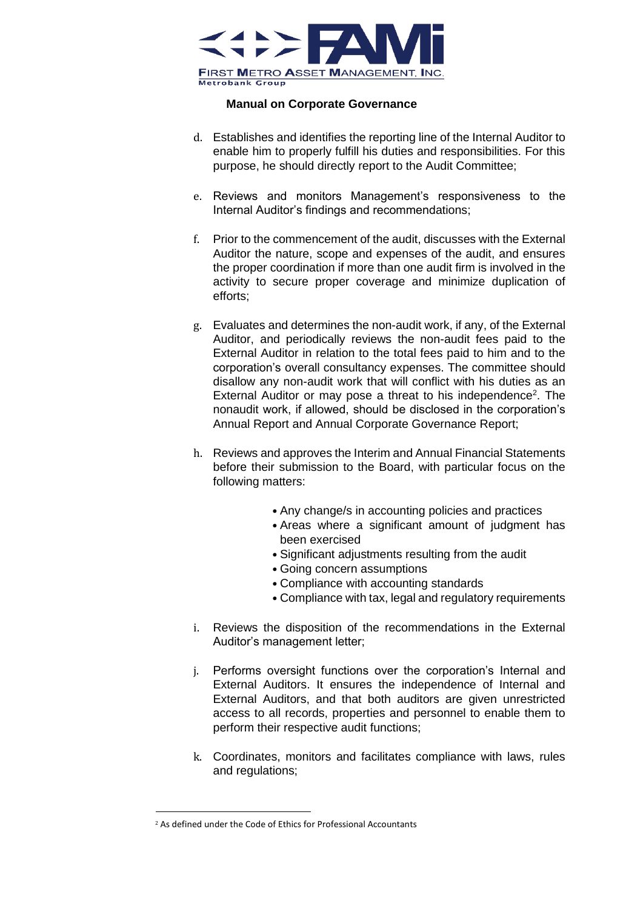d. Establishes and identifies the reporting line of the Internal Auditor to enable him to properly fulfill his duties and responsibilities. For this purpose, he should directly report to the Audit Committee;

e. Reviews and monitors Management's responsiveness to the Internal Auditor's findings and recommendations;

f. Prior to the commencement of the audit, discusses with the External Auditor the nature, scope and expenses of the audit, and ensures the proper coordination if more than one audit firm is involved in the activity to secure proper coverage and minimize duplication of efforts;

g. Evaluates and determines the non-audit work, if any, of the External Auditor, and periodically reviews the non-audit fees paid to the External Auditor in relation to the total fees paid to him and to the corporation's overall consultancy expenses. The committee should disallow any non-audit work that will conflict with his duties as an External Auditor or may pose a threat to his independence[2]. The nonaudit work, if allowed, should be disclosed in the corporation's Annual Report and Annual Corporate Governance Report;

h. Reviews and approves the Interim and Annual Financial Statements before their submission to the Board, with particular focus on the following matters:

   - Any change/s in accounting policies and practices
   - Areas where a significant amount of judgment has been exercised
   - Significant adjustments resulting from the audit
   - Going concern assumptions
   - Compliance with accounting standards
   - Compliance with tax, legal and regulatory requirements

i. Reviews the disposition of the recommendations in the External Auditor's management letter;

j. Performs oversight functions over the corporation's Internal and External Auditors. It ensures the independence of Internal and External Auditors, and that both auditors are given unrestricted access to all records, properties and personnel to enable them to perform their respective audit functions;

k. Coordinates, monitors and facilitates compliance with laws, rules and regulations;

---

[2] As defined under the Code of Ethics for Professional Accountants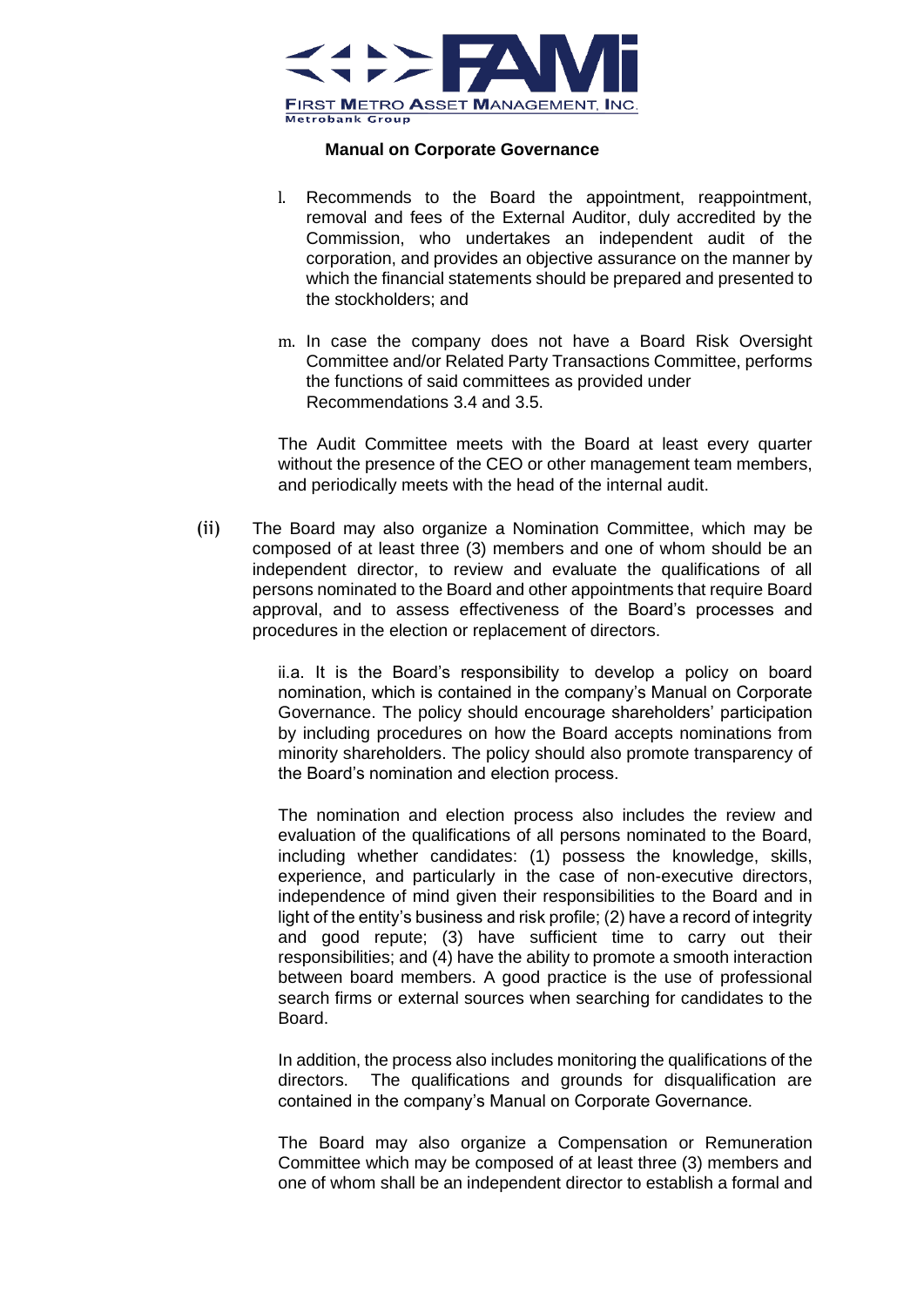l. Recommends to the Board the appointment, reappointment, removal and fees of the External Auditor, duly accredited by the Commission, who undertakes an independent audit of the corporation, and provides an objective assurance on the manner by which the financial statements should be prepared and presented to the stockholders; and

m. In case the company does not have a Board Risk Oversight Committee and/or Related Party Transactions Committee, performs the functions of said committees as provided under Recommendations 3.4 and 3.5.

The Audit Committee meets with the Board at least every quarter without the presence of the CEO or other management team members, and periodically meets with the head of the internal audit.

(ii) The Board may also organize a Nomination Committee, which may be composed of at least three (3) members and one of whom should be an independent director, to review and evaluate the qualifications of all persons nominated to the Board and other appointments that require Board approval, and to assess effectiveness of the Board's processes and procedures in the election or replacement of directors.

ii.a. It is the Board's responsibility to develop a policy on board nomination, which is contained in the company's Manual on Corporate Governance. The policy should encourage shareholders' participation by including procedures on how the Board accepts nominations from minority shareholders. The policy should also promote transparency of the Board's nomination and election process.

The nomination and election process also includes the review and evaluation of the qualifications of all persons nominated to the Board, including whether candidates: (1) possess the knowledge, skills, experience, and particularly in the case of non-executive directors, independence of mind given their responsibilities to the Board and in light of the entity's business and risk profile; (2) have a record of integrity and good repute; (3) have sufficient time to carry out their responsibilities; and (4) have the ability to promote a smooth interaction between board members. A good practice is the use of professional search firms or external sources when searching for candidates to the Board.

In addition, the process also includes monitoring the qualifications of the directors. The qualifications and grounds for disqualification are contained in the company's Manual on Corporate Governance.

The Board may also organize a Compensation or Remuneration Committee which may be composed of at least three (3) members and one of whom shall be an independent director to establish a formal and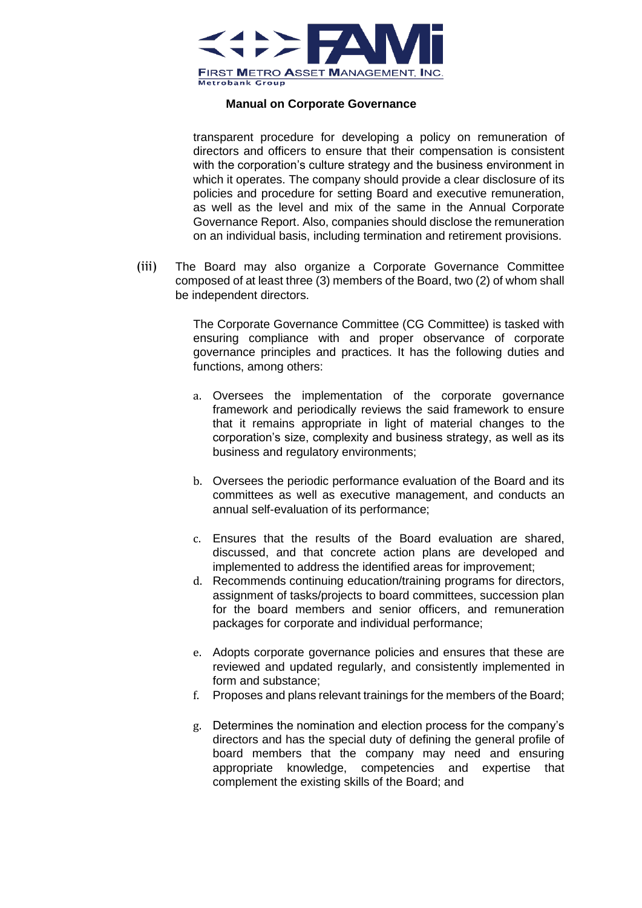transparent procedure for developing a policy on remuneration of directors and officers to ensure that their compensation is consistent with the corporation's culture strategy and the business environment in which it operates. The company should provide a clear disclosure of its policies and procedure for setting Board and executive remuneration, as well as the level and mix of the same in the Annual Corporate Governance Report. Also, companies should disclose the remuneration on an individual basis, including termination and retirement provisions.

(iii) The Board may also organize a Corporate Governance Committee composed of at least three (3) members of the Board, two (2) of whom shall be independent directors.

The Corporate Governance Committee (CG Committee) is tasked with ensuring compliance with and proper observance of corporate governance principles and practices. It has the following duties and functions, among others:

a. Oversees the implementation of the corporate governance framework and periodically reviews the said framework to ensure that it remains appropriate in light of material changes to the corporation's size, complexity and business strategy, as well as its business and regulatory environments;

b. Oversees the periodic performance evaluation of the Board and its committees as well as executive management, and conducts an annual self-evaluation of its performance;

c. Ensures that the results of the Board evaluation are shared, discussed, and that concrete action plans are developed and implemented to address the identified areas for improvement;

d. Recommends continuing education/training programs for directors, assignment of tasks/projects to board committees, succession plan for the board members and senior officers, and remuneration packages for corporate and individual performance;

e. Adopts corporate governance policies and ensures that these are reviewed and updated regularly, and consistently implemented in form and substance;

f. Proposes and plans relevant trainings for the members of the Board;

g. Determines the nomination and election process for the company's directors and has the special duty of defining the general profile of board members that the company may need and ensuring appropriate knowledge, competencies and expertise that complement the existing skills of the Board; and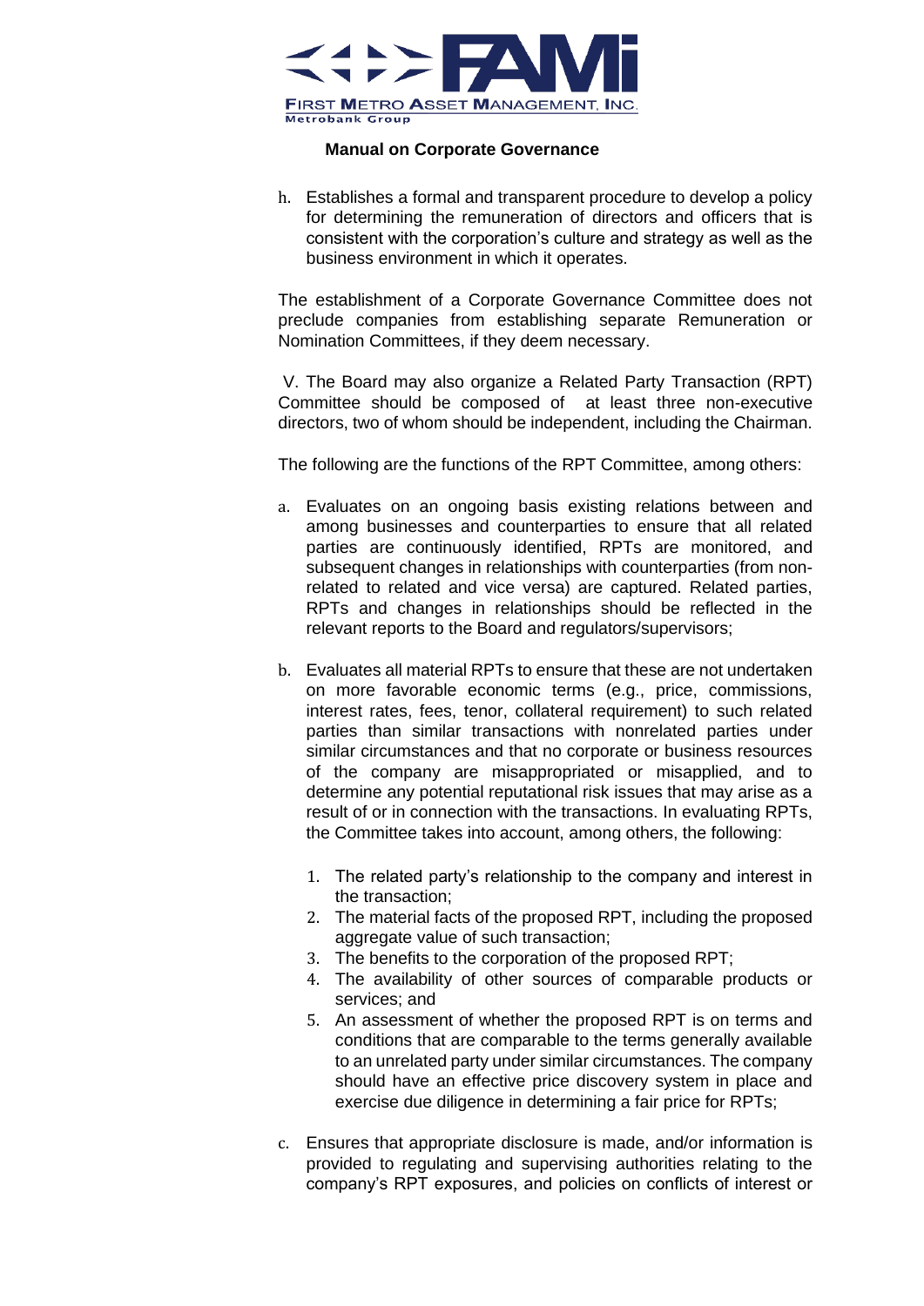h. Establishes a formal and transparent procedure to develop a policy for determining the remuneration of directors and officers that is consistent with the corporation's culture and strategy as well as the business environment in which it operates.

The establishment of a Corporate Governance Committee does not preclude companies from establishing separate Remuneration or Nomination Committees, if they deem necessary.

V. The Board may also organize a Related Party Transaction (RPT) Committee should be composed of at least three non-executive directors, two of whom should be independent, including the Chairman.

The following are the functions of the RPT Committee, among others:

a. Evaluates on an ongoing basis existing relations between and among businesses and counterparties to ensure that all related parties are continuously identified, RPTs are monitored, and subsequent changes in relationships with counterparties (from non-related to related and vice versa) are captured. Related parties, RPTs and changes in relationships should be reflected in the relevant reports to the Board and regulators/supervisors;

b. Evaluates all material RPTs to ensure that these are not undertaken on more favorable economic terms (e.g., price, commissions, interest rates, fees, tenor, collateral requirement) to such related parties than similar transactions with nonrelated parties under similar circumstances and that no corporate or business resources of the company are misappropriated or misapplied, and to determine any potential reputational risk issues that may arise as a result of or in connection with the transactions. In evaluating RPTs, the Committee takes into account, among others, the following:

   1. The related party's relationship to the company and interest in the transaction;
   2. The material facts of the proposed RPT, including the proposed aggregate value of such transaction;
   3. The benefits to the corporation of the proposed RPT;
   4. The availability of other sources of comparable products or services; and
   5. An assessment of whether the proposed RPT is on terms and conditions that are comparable to the terms generally available to an unrelated party under similar circumstances. The company should have an effective price discovery system in place and exercise due diligence in determining a fair price for RPTs;

c. Ensures that appropriate disclosure is made, and/or information is provided to regulating and supervising authorities relating to the company's RPT exposures, and policies on conflicts of interest or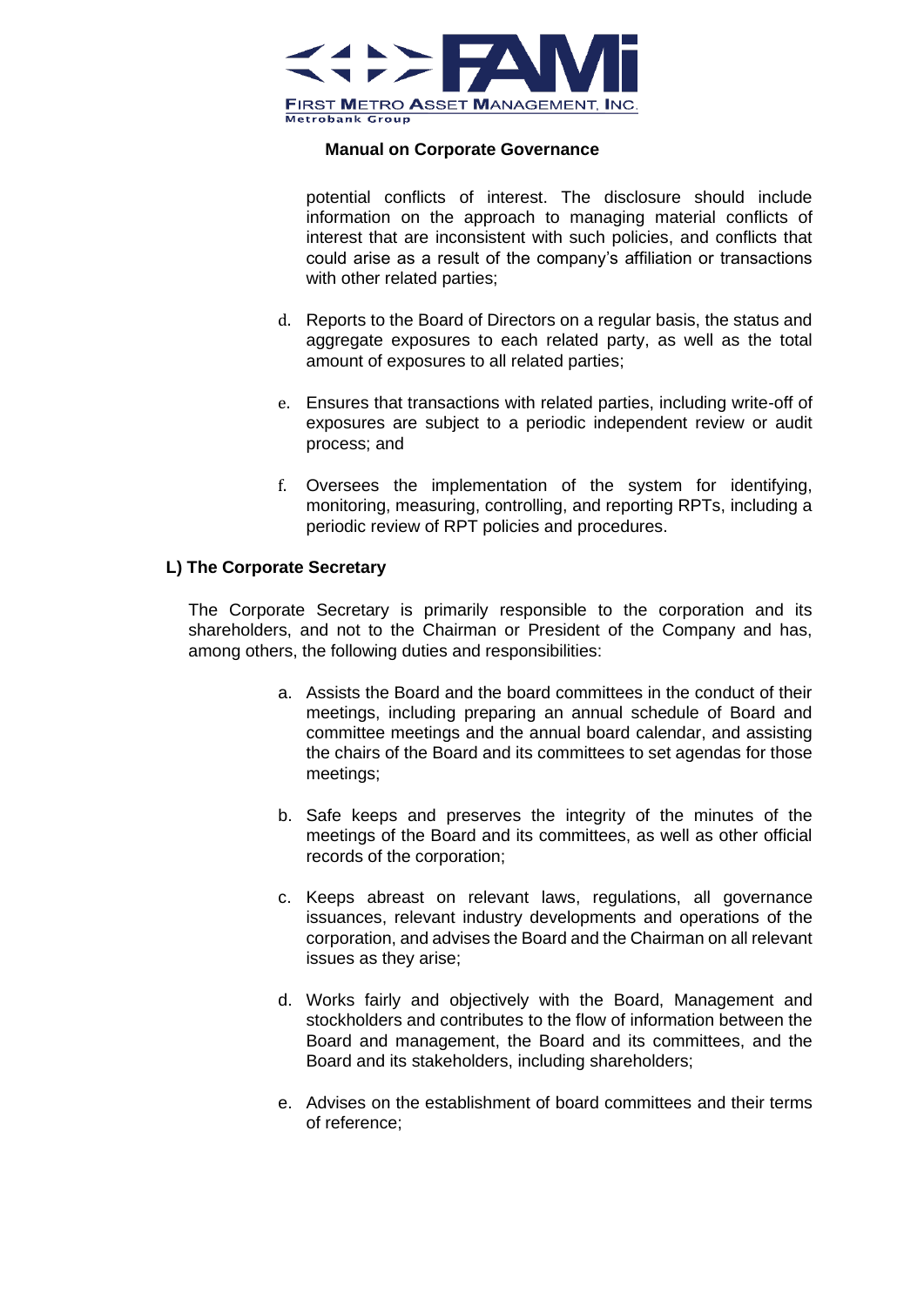potential conflicts of interest. The disclosure should include information on the approach to managing material conflicts of interest that are inconsistent with such policies, and conflicts that could arise as a result of the company's affiliation or transactions with other related parties;

d. Reports to the Board of Directors on a regular basis, the status and aggregate exposures to each related party, as well as the total amount of exposures to all related parties;

e. Ensures that transactions with related parties, including write-off of exposures are subject to a periodic independent review or audit process; and

f. Oversees the implementation of the system for identifying, monitoring, measuring, controlling, and reporting RPTs, including a periodic review of RPT policies and procedures.

**L) The Corporate Secretary**

The Corporate Secretary is primarily responsible to the corporation and its shareholders, and not to the Chairman or President of the Company and has, among others, the following duties and responsibilities:

a. Assists the Board and the board committees in the conduct of their meetings, including preparing an annual schedule of Board and committee meetings and the annual board calendar, and assisting the chairs of the Board and its committees to set agendas for those meetings;

b. Safe keeps and preserves the integrity of the minutes of the meetings of the Board and its committees, as well as other official records of the corporation;

c. Keeps abreast on relevant laws, regulations, all governance issuances, relevant industry developments and operations of the corporation, and advises the Board and the Chairman on all relevant issues as they arise;

d. Works fairly and objectively with the Board, Management and stockholders and contributes to the flow of information between the Board and management, the Board and its committees, and the Board and its stakeholders, including shareholders;

e. Advises on the establishment of board committees and their terms of reference;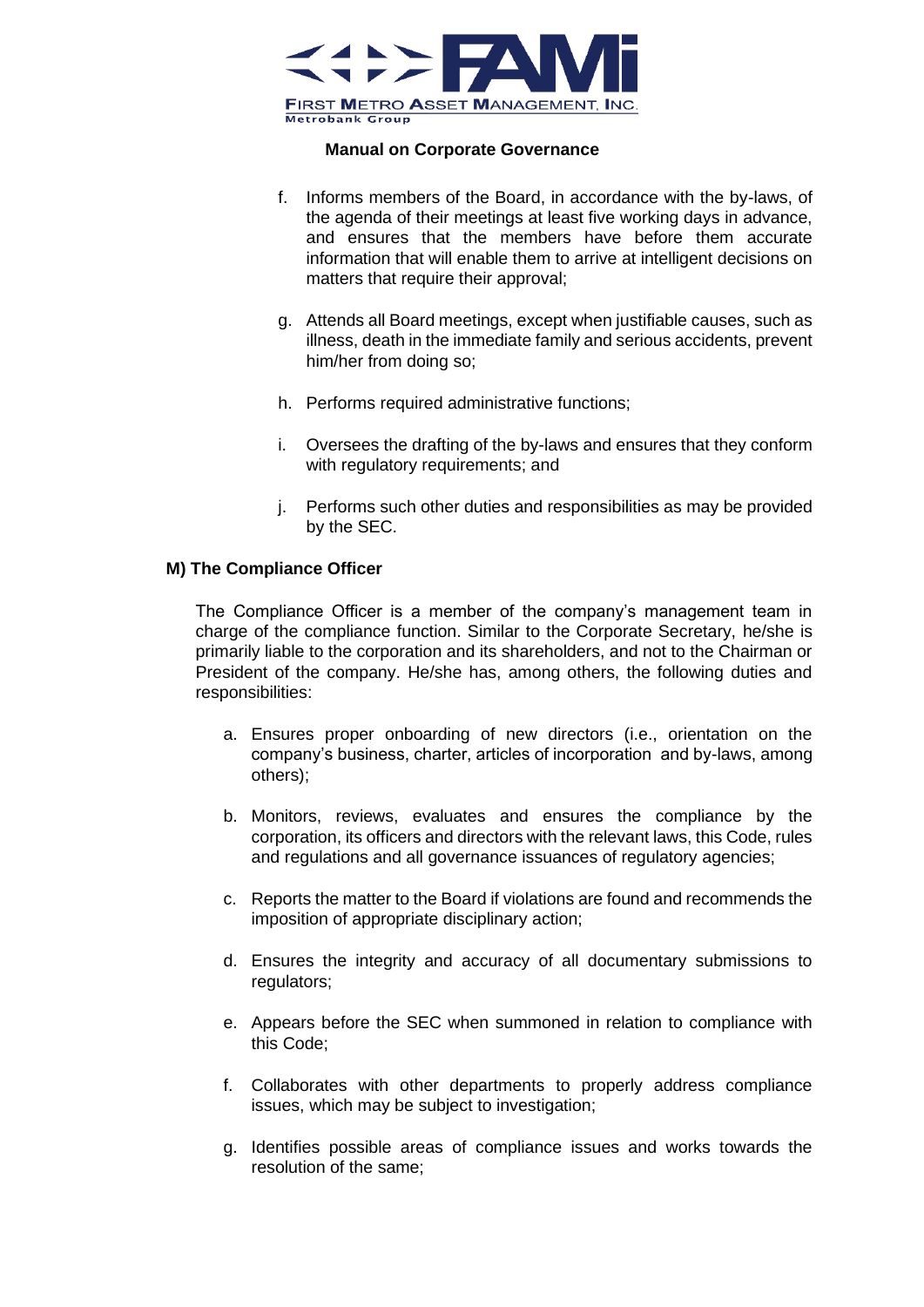f. Informs members of the Board, in accordance with the by-laws, of the agenda of their meetings at least five working days in advance, and ensures that the members have before them accurate information that will enable them to arrive at intelligent decisions on matters that require their approval;

g. Attends all Board meetings, except when justifiable causes, such as illness, death in the immediate family and serious accidents, prevent him/her from doing so;

h. Performs required administrative functions;

i. Oversees the drafting of the by-laws and ensures that they conform with regulatory requirements; and

j. Performs such other duties and responsibilities as may be provided by the SEC.

**M) The Compliance Officer**

The Compliance Officer is a member of the company's management team in charge of the compliance function. Similar to the Corporate Secretary, he/she is primarily liable to the corporation and its shareholders, and not to the Chairman or President of the company. He/she has, among others, the following duties and responsibilities:

a. Ensures proper onboarding of new directors (i.e., orientation on the company's business, charter, articles of incorporation and by-laws, among others);

b. Monitors, reviews, evaluates and ensures the compliance by the corporation, its officers and directors with the relevant laws, this Code, rules and regulations and all governance issuances of regulatory agencies;

c. Reports the matter to the Board if violations are found and recommends the imposition of appropriate disciplinary action;

d. Ensures the integrity and accuracy of all documentary submissions to regulators;

e. Appears before the SEC when summoned in relation to compliance with this Code;

f. Collaborates with other departments to properly address compliance issues, which may be subject to investigation;

g. Identifies possible areas of compliance issues and works towards the resolution of the same;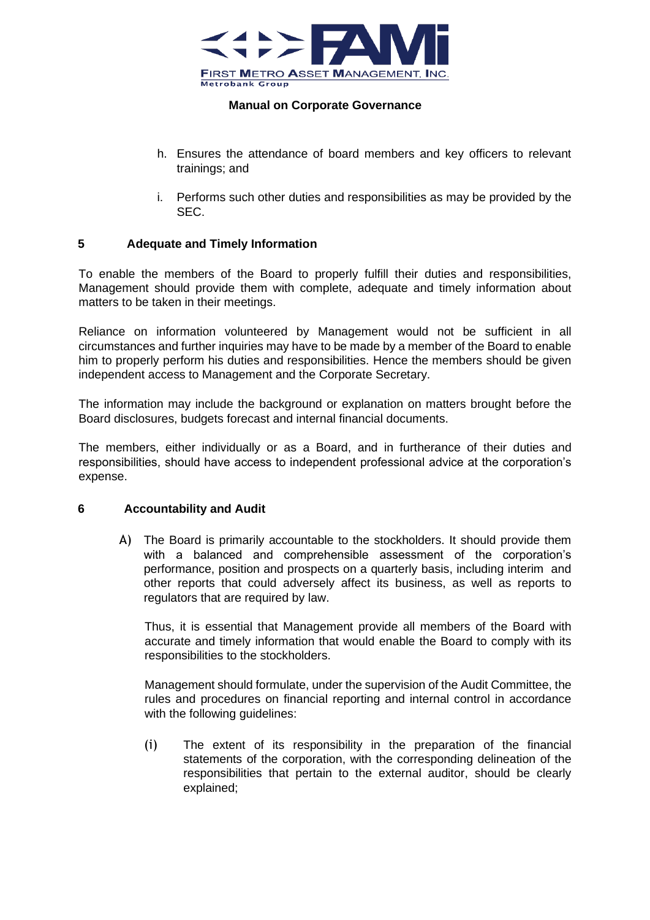h. Ensures the attendance of board members and key officers to relevant trainings; and

i. Performs such other duties and responsibilities as may be provided by the SEC.

## 5 Adequate and Timely Information

To enable the members of the Board to properly fulfill their duties and responsibilities, Management should provide them with complete, adequate and timely information about matters to be taken in their meetings.

Reliance on information volunteered by Management would not be sufficient in all circumstances and further inquiries may have to be made by a member of the Board to enable him to properly perform his duties and responsibilities. Hence the members should be given independent access to Management and the Corporate Secretary.

The information may include the background or explanation on matters brought before the Board disclosures, budgets forecast and internal financial documents.

The members, either individually or as a Board, and in furtherance of their duties and responsibilities, should have access to independent professional advice at the corporation's expense.

## 6 Accountability and Audit

A) The Board is primarily accountable to the stockholders. It should provide them with a balanced and comprehensible assessment of the corporation's performance, position and prospects on a quarterly basis, including interim and other reports that could adversely affect its business, as well as reports to regulators that are required by law.

   Thus, it is essential that Management provide all members of the Board with accurate and timely information that would enable the Board to comply with its responsibilities to the stockholders.

   Management should formulate, under the supervision of the Audit Committee, the rules and procedures on financial reporting and internal control in accordance with the following guidelines:

   (i) The extent of its responsibility in the preparation of the financial statements of the corporation, with the corresponding delineation of the responsibilities that pertain to the external auditor, should be clearly explained;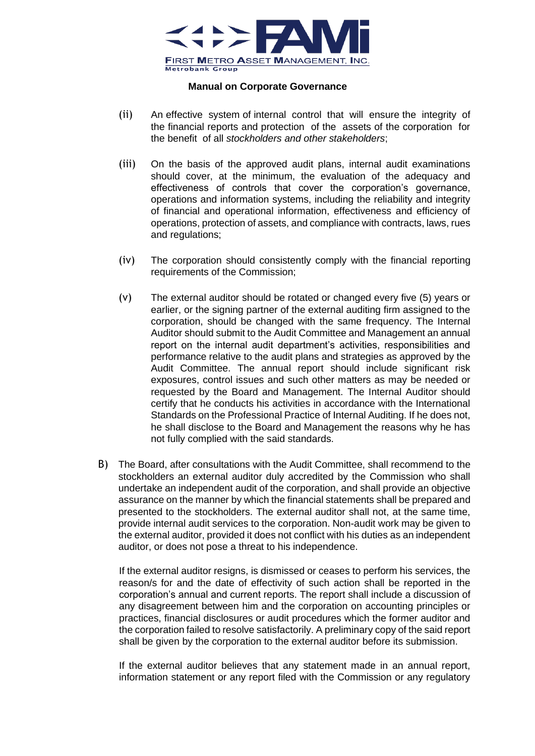(ii) An effective system of internal control that will ensure the integrity of the financial reports and protection of the assets of the corporation for the benefit of all *stockholders and other stakeholders*;

(iii) On the basis of the approved audit plans, internal audit examinations should cover, at the minimum, the evaluation of the adequacy and effectiveness of controls that cover the corporation's governance, operations and information systems, including the reliability and integrity of financial and operational information, effectiveness and efficiency of operations, protection of assets, and compliance with contracts, laws, rues and regulations;

(iv) The corporation should consistently comply with the financial reporting requirements of the Commission;

(v) The external auditor should be rotated or changed every five (5) years or earlier, or the signing partner of the external auditing firm assigned to the corporation, should be changed with the same frequency. The Internal Auditor should submit to the Audit Committee and Management an annual report on the internal audit department's activities, responsibilities and performance relative to the audit plans and strategies as approved by the Audit Committee. The annual report should include significant risk exposures, control issues and such other matters as may be needed or requested by the Board and Management. The Internal Auditor should certify that he conducts his activities in accordance with the International Standards on the Professional Practice of Internal Auditing. If he does not, he shall disclose to the Board and Management the reasons why he has not fully complied with the said standards.

B) The Board, after consultations with the Audit Committee, shall recommend to the stockholders an external auditor duly accredited by the Commission who shall undertake an independent audit of the corporation, and shall provide an objective assurance on the manner by which the financial statements shall be prepared and presented to the stockholders. The external auditor shall not, at the same time, provide internal audit services to the corporation. Non-audit work may be given to the external auditor, provided it does not conflict with his duties as an independent auditor, or does not pose a threat to his independence.

If the external auditor resigns, is dismissed or ceases to perform his services, the reason/s for and the date of effectivity of such action shall be reported in the corporation's annual and current reports. The report shall include a discussion of any disagreement between him and the corporation on accounting principles or practices, financial disclosures or audit procedures which the former auditor and the corporation failed to resolve satisfactorily. A preliminary copy of the said report shall be given by the corporation to the external auditor before its submission.

If the external auditor believes that any statement made in an annual report, information statement or any report filed with the Commission or any regulatory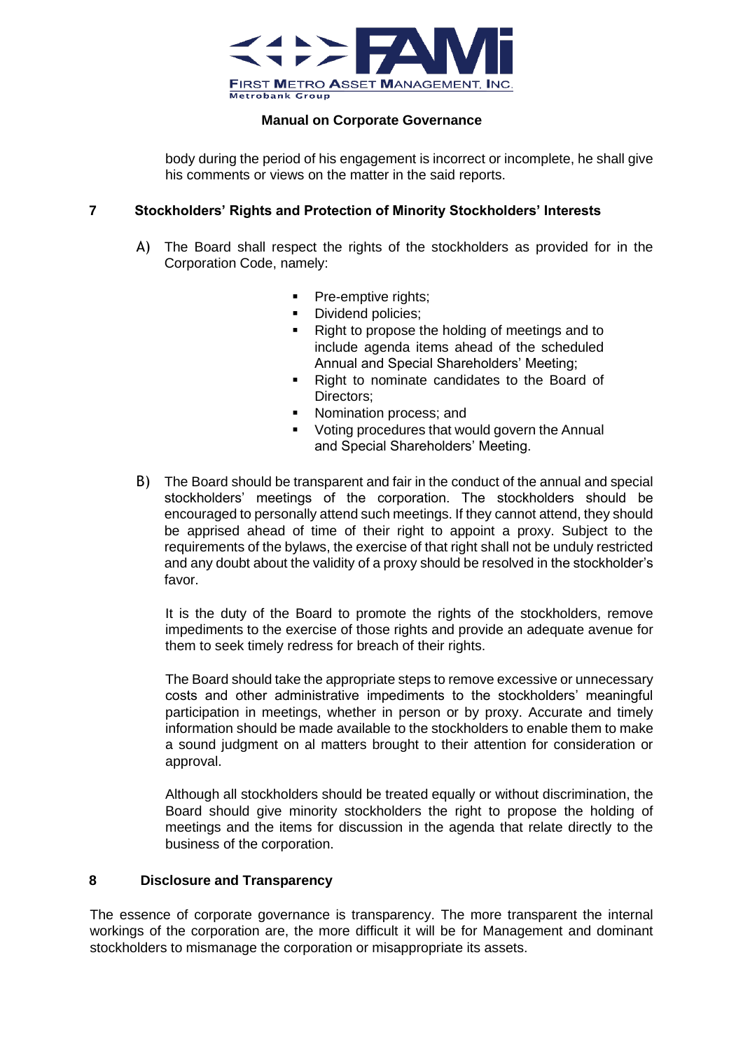body during the period of his engagement is incorrect or incomplete, he shall give his comments or views on the matter in the said reports.

## 7 Stockholders' Rights and Protection of Minority Stockholders' Interests

A) The Board shall respect the rights of the stockholders as provided for in the Corporation Code, namely:

- Pre-emptive rights;
- Dividend policies;
- Right to propose the holding of meetings and to include agenda items ahead of the scheduled Annual and Special Shareholders' Meeting;
- Right to nominate candidates to the Board of Directors;
- Nomination process; and
- Voting procedures that would govern the Annual and Special Shareholders' Meeting.

B) The Board should be transparent and fair in the conduct of the annual and special stockholders' meetings of the corporation. The stockholders should be encouraged to personally attend such meetings. If they cannot attend, they should be apprised ahead of time of their right to appoint a proxy. Subject to the requirements of the bylaws, the exercise of that right shall not be unduly restricted and any doubt about the validity of a proxy should be resolved in the stockholder's favor.

It is the duty of the Board to promote the rights of the stockholders, remove impediments to the exercise of those rights and provide an adequate avenue for them to seek timely redress for breach of their rights.

The Board should take the appropriate steps to remove excessive or unnecessary costs and other administrative impediments to the stockholders' meaningful participation in meetings, whether in person or by proxy. Accurate and timely information should be made available to the stockholders to enable them to make a sound judgment on al matters brought to their attention for consideration or approval.

Although all stockholders should be treated equally or without discrimination, the Board should give minority stockholders the right to propose the holding of meetings and the items for discussion in the agenda that relate directly to the business of the corporation.

## 8 Disclosure and Transparency

The essence of corporate governance is transparency. The more transparent the internal workings of the corporation are, the more difficult it will be for Management and dominant stockholders to mismanage the corporation or misappropriate its assets.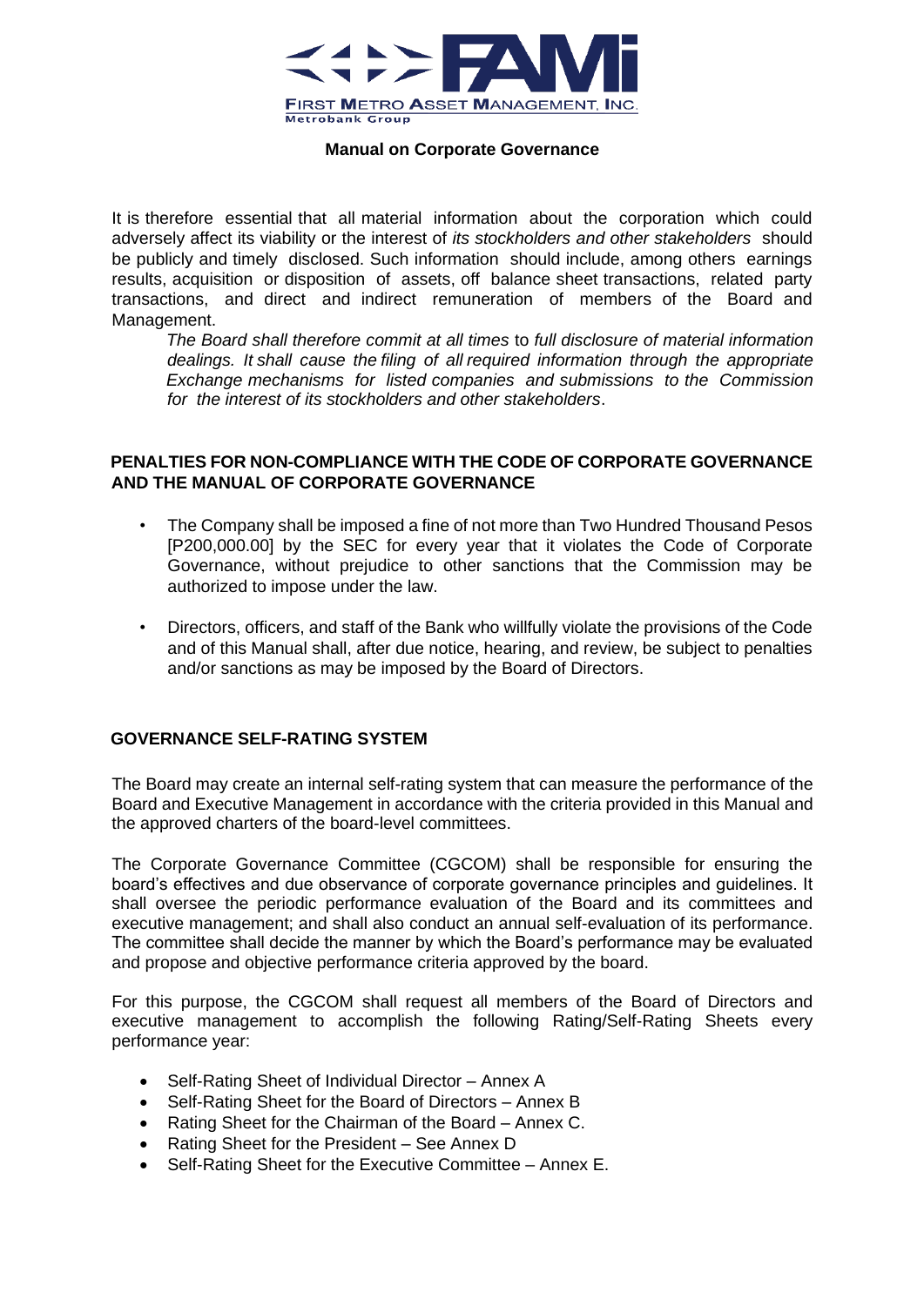It is therefore essential that all material information about the corporation which could adversely affect its viability or the interest of *its stockholders and other stakeholders* should be publicly and timely disclosed. Such information should include, among others earnings results, acquisition or disposition of assets, off balance sheet transactions, related party transactions, and direct and indirect remuneration of members of the Board and Management.

> *The Board shall therefore commit at all times* to *full disclosure of material information dealings. It shall cause the filing of all required information through the appropriate Exchange mechanisms for listed companies and submissions to the Commission for the interest of its stockholders and other stakeholders*.

## PENALTIES FOR NON-COMPLIANCE WITH THE CODE OF CORPORATE GOVERNANCE AND THE MANUAL OF CORPORATE GOVERNANCE

- The Company shall be imposed a fine of not more than Two Hundred Thousand Pesos [P200,000.00] by the SEC for every year that it violates the Code of Corporate Governance, without prejudice to other sanctions that the Commission may be authorized to impose under the law.
- Directors, officers, and staff of the Bank who willfully violate the provisions of the Code and of this Manual shall, after due notice, hearing, and review, be subject to penalties and/or sanctions as may be imposed by the Board of Directors.

## GOVERNANCE SELF-RATING SYSTEM

The Board may create an internal self-rating system that can measure the performance of the Board and Executive Management in accordance with the criteria provided in this Manual and the approved charters of the board-level committees.

The Corporate Governance Committee (CGCOM) shall be responsible for ensuring the board's effectives and due observance of corporate governance principles and guidelines. It shall oversee the periodic performance evaluation of the Board and its committees and executive management; and shall also conduct an annual self-evaluation of its performance. The committee shall decide the manner by which the Board's performance may be evaluated and propose and objective performance criteria approved by the board.

For this purpose, the CGCOM shall request all members of the Board of Directors and executive management to accomplish the following Rating/Self-Rating Sheets every performance year:

- Self-Rating Sheet of Individual Director – Annex A
- Self-Rating Sheet for the Board of Directors – Annex B
- Rating Sheet for the Chairman of the Board – Annex C.
- Rating Sheet for the President – See Annex D
- Self-Rating Sheet for the Executive Committee – Annex E.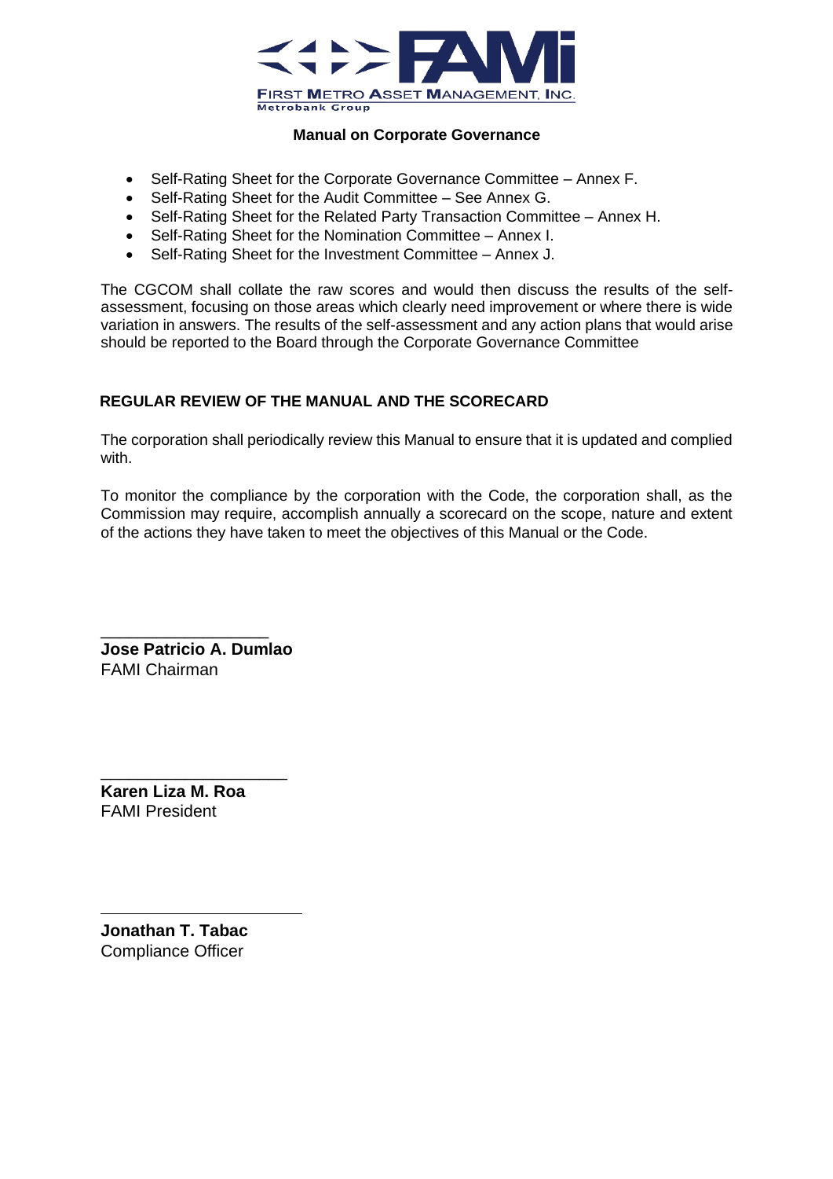- Self-Rating Sheet for the Corporate Governance Committee – Annex F.
- Self-Rating Sheet for the Audit Committee – See Annex G.
- Self-Rating Sheet for the Related Party Transaction Committee – Annex H.
- Self-Rating Sheet for the Nomination Committee – Annex I.
- Self-Rating Sheet for the Investment Committee – Annex J.

The CGCOM shall collate the raw scores and would then discuss the results of the self-assessment, focusing on those areas which clearly need improvement or where there is wide variation in answers. The results of the self-assessment and any action plans that would arise should be reported to the Board through the Corporate Governance Committee

## REGULAR REVIEW OF THE MANUAL AND THE SCORECARD

The corporation shall periodically review this Manual to ensure that it is updated and complied with.

To monitor the compliance by the corporation with the Code, the corporation shall, as the Commission may require, accomplish annually a scorecard on the scope, nature and extent of the actions they have taken to meet the objectives of this Manual or the Code.

\_\_\_\_\_\_\_\_\_\_\_\_\_\_\_\_\_\_

**Jose Patricio A. Dumlao**
FAMI Chairman

\_\_\_\_\_\_\_\_\_\_\_\_\_\_\_\_\_\_\_\_

**Karen Liza M. Roa**
FAMI President

\_\_\_\_\_\_\_\_\_\_\_\_\_\_\_\_\_\_\_\_\_\_

**Jonathan T. Tabac**
Compliance Officer